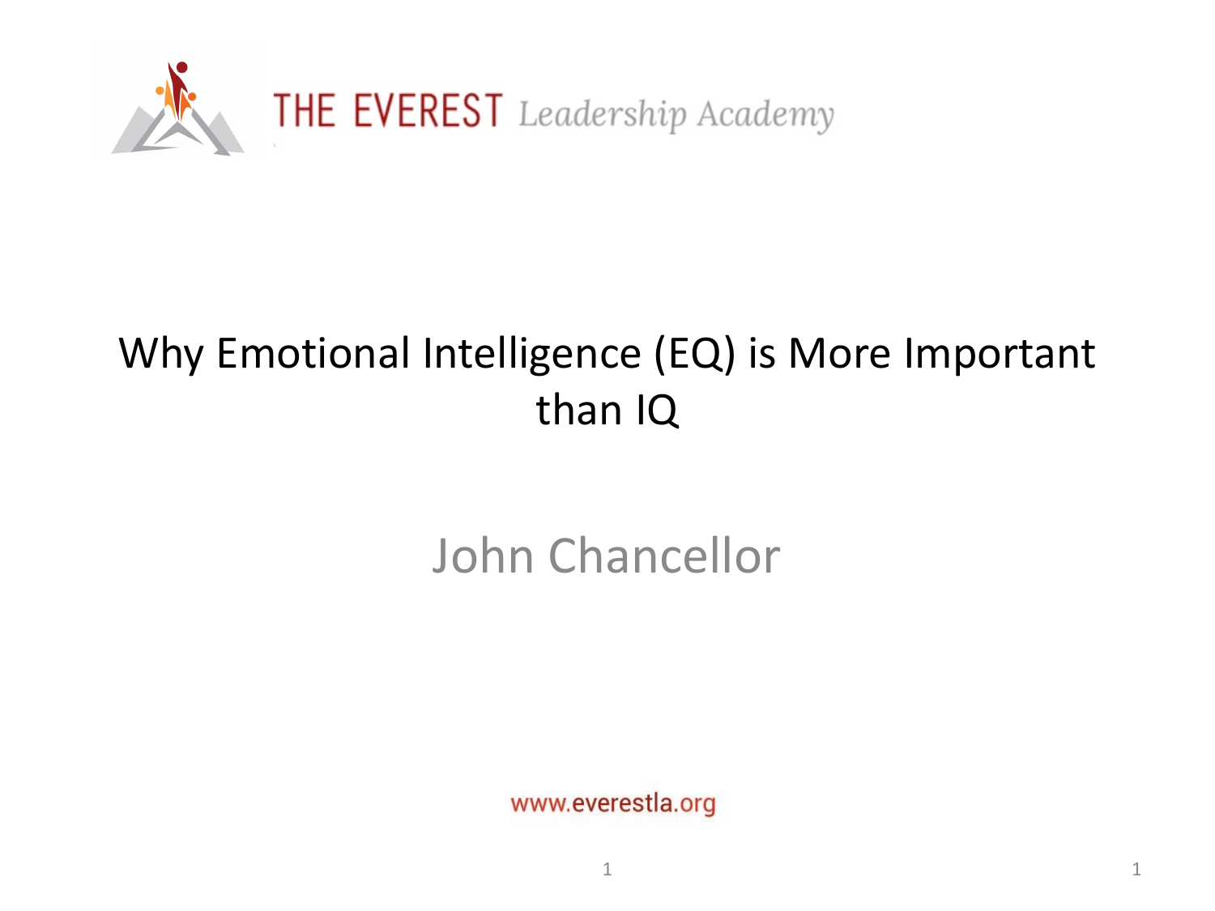THE EVEREST *Leadership Academy*

# Why Emotional Intelligence (EQ) is More Important than IQ

John Chancellor

www.everestla.org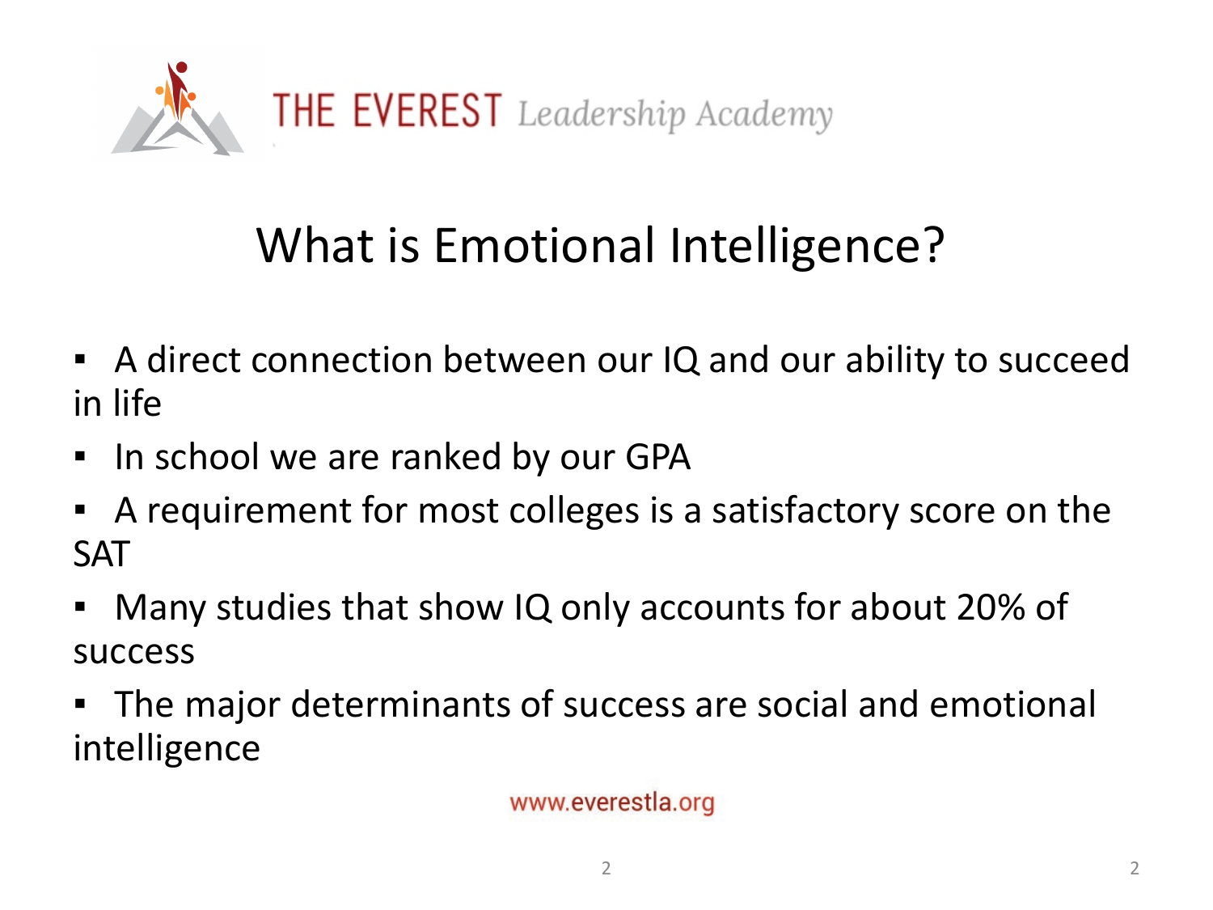THE EVEREST *Leadership Academy*

# What is Emotional Intelligence?

- A direct connection between our IQ and our ability to succeed in life
- In school we are ranked by our GPA
- A requirement for most colleges is a satisfactory score on the SAT
- Many studies that show IQ only accounts for about 20% of success
- The major determinants of success are social and emotional intelligence

www.everestla.org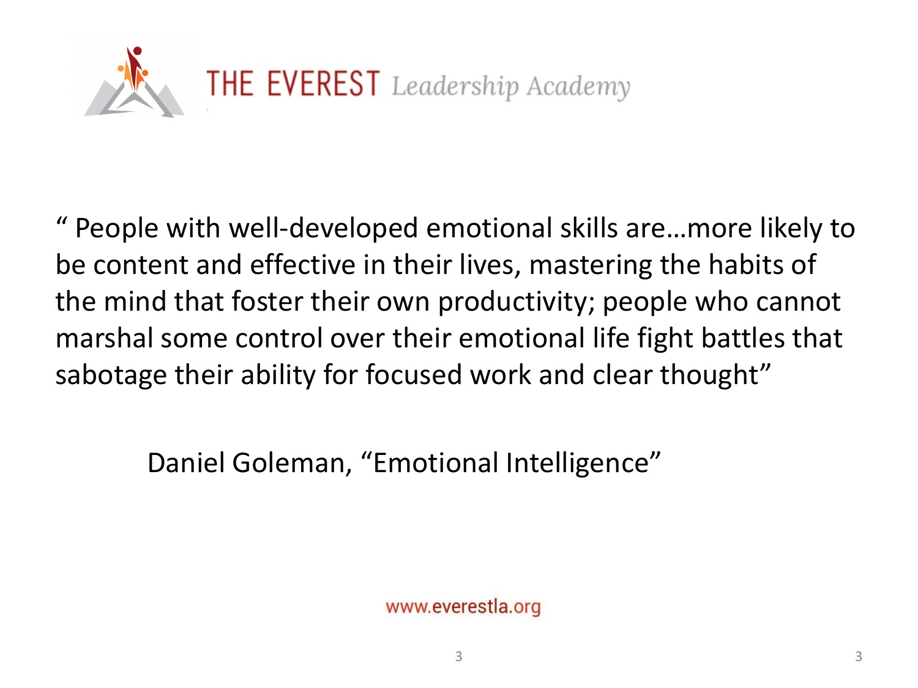THE EVEREST *Leadership Academy*

" People with well-developed emotional skills are…more likely to be content and effective in their lives, mastering the habits of the mind that foster their own productivity; people who cannot marshal some control over their emotional life fight battles that sabotage their ability for focused work and clear thought"

Daniel Goleman, "Emotional Intelligence"

www.everestla.org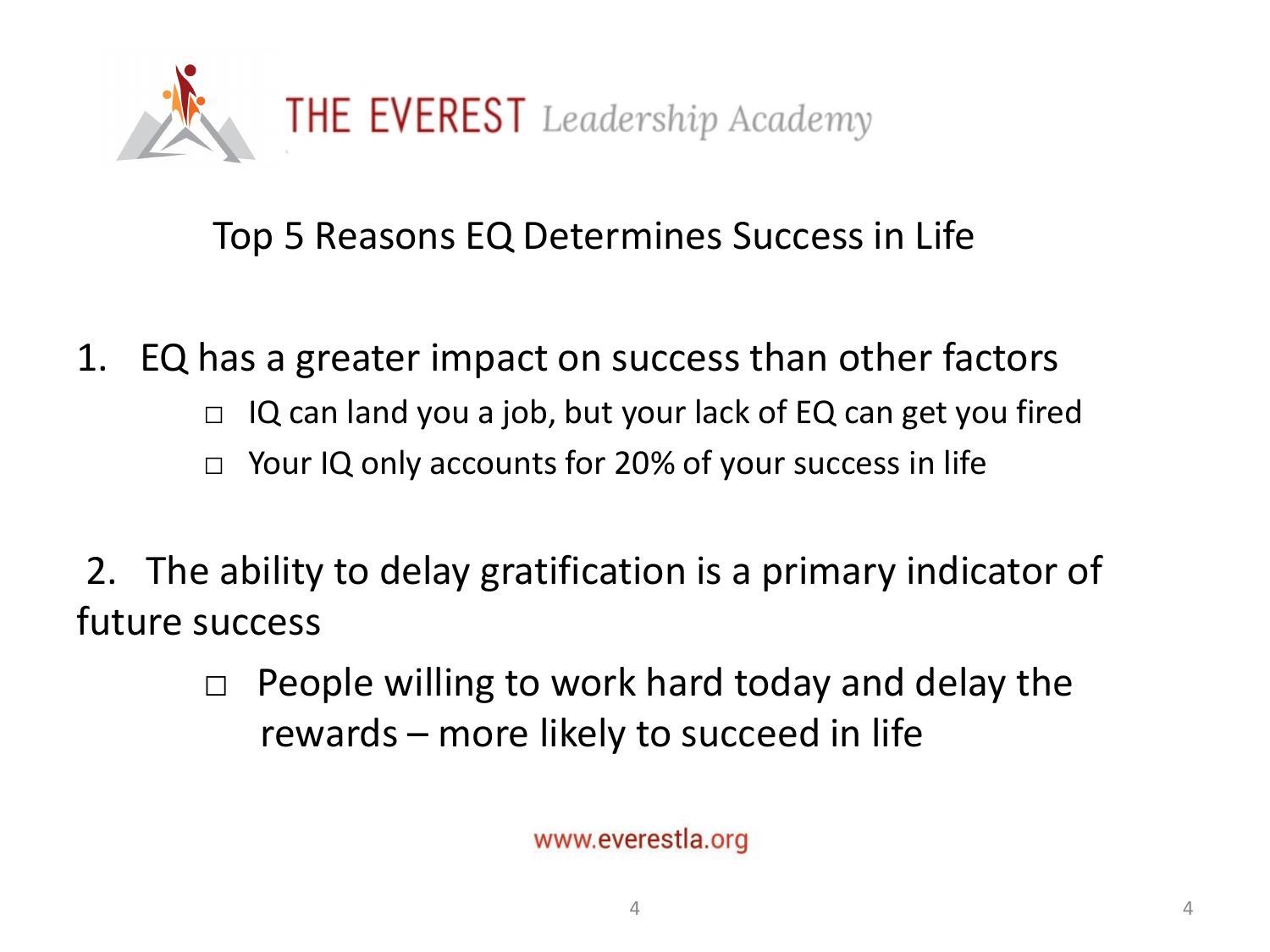THE EVEREST *Leadership Academy*

## Top 5 Reasons EQ Determines Success in Life

1. EQ has a greater impact on success than other factors
   - IQ can land you a job, but your lack of EQ can get you fired
   - Your IQ only accounts for 20% of your success in life

2. The ability to delay gratification is a primary indicator of future success
   - People willing to work hard today and delay the rewards – more likely to succeed in life

www.everestla.org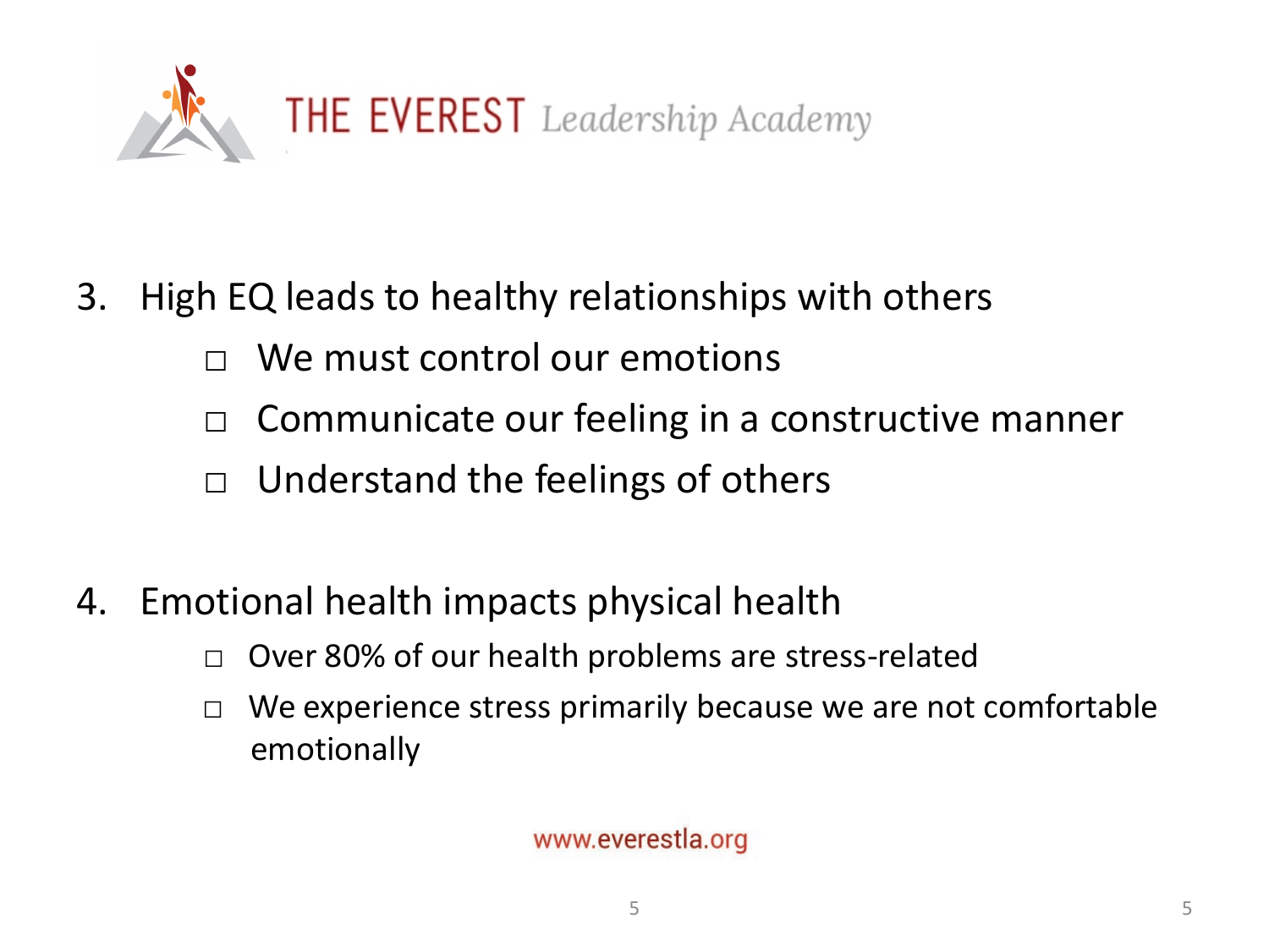3. High EQ leads to healthy relationships with others
   - We must control our emotions
   - Communicate our feeling in a constructive manner
   - Understand the feelings of others

4. Emotional health impacts physical health
   - Over 80% of our health problems are stress-related
   - We experience stress primarily because we are not comfortable emotionally

www.everestla.org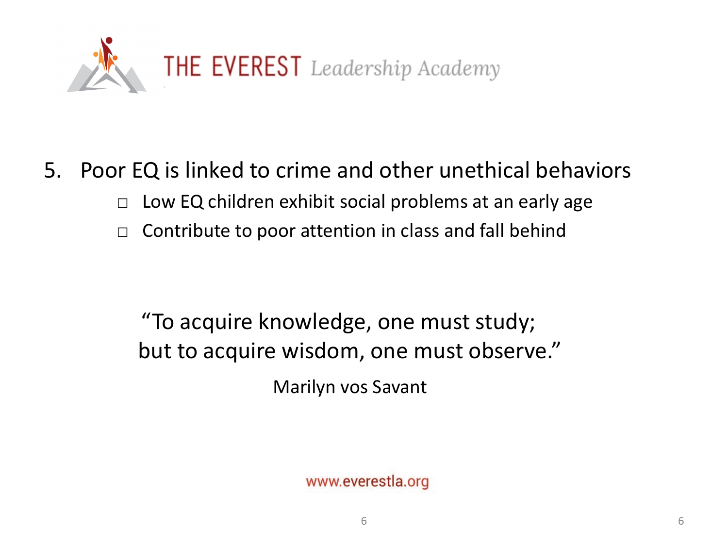THE EVEREST *Leadership Academy*

5. Poor EQ is linked to crime and other unethical behaviors
   - Low EQ children exhibit social problems at an early age
   - Contribute to poor attention in class and fall behind

"To acquire knowledge, one must study;
but to acquire wisdom, one must observe."

Marilyn vos Savant

www.everestla.org